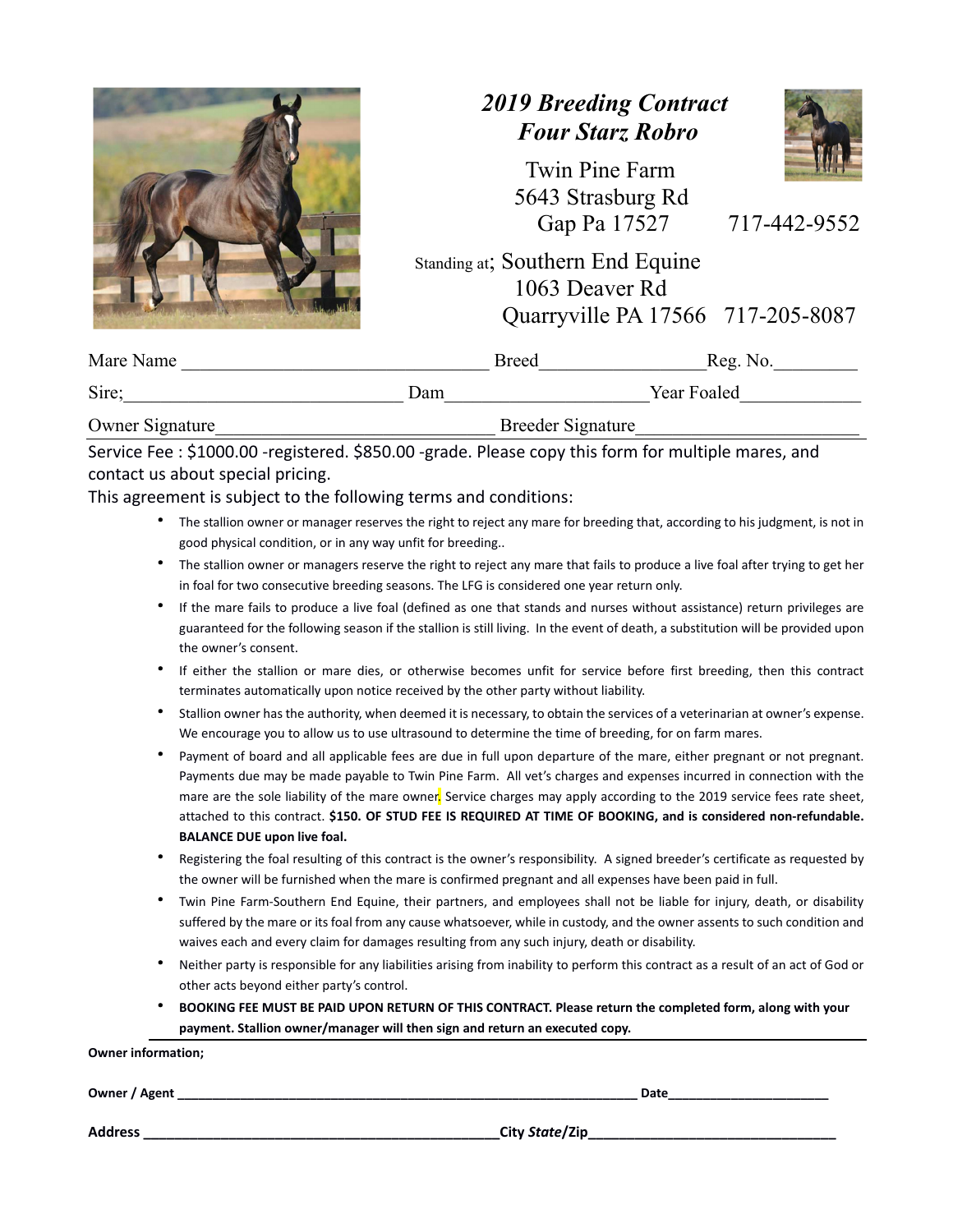# *2019 Breeding Contract*
# *Four Starz Robro*

Twin Pine Farm
5643 Strasburg Rd
Gap Pa 17527 717-442-9552

Standing at; Southern End Equine
1063 Deaver Rd
Quarryville PA 17566 717-205-8087

Mare Name ________________________________ Breed________________Reg. No.________

Sire;____________________________ Dam______________________ Year Foaled____________

Owner Signature____________________________ Breeder Signature______________________

Service Fee : $1000.00 -registered. $850.00 -grade. Please copy this form for multiple mares, and contact us about special pricing.

This agreement is subject to the following terms and conditions:

- The stallion owner or manager reserves the right to reject any mare for breeding that, according to his judgment, is not in good physical condition, or in any way unfit for breeding..
- The stallion owner or managers reserve the right to reject any mare that fails to produce a live foal after trying to get her in foal for two consecutive breeding seasons. The LFG is considered one year return only.
- If the mare fails to produce a live foal (defined as one that stands and nurses without assistance) return privileges are guaranteed for the following season if the stallion is still living. In the event of death, a substitution will be provided upon the owner's consent.
- If either the stallion or mare dies, or otherwise becomes unfit for service before first breeding, then this contract terminates automatically upon notice received by the other party without liability.
- Stallion owner has the authority, when deemed it is necessary, to obtain the services of a veterinarian at owner's expense. We encourage you to allow us to use ultrasound to determine the time of breeding, for on farm mares.
- Payment of board and all applicable fees are due in full upon departure of the mare, either pregnant or not pregnant. Payments due may be made payable to Twin Pine Farm. All vet's charges and expenses incurred in connection with the mare are the sole liability of the mare owner. Service charges may apply according to the 2019 service fees rate sheet, attached to this contract. **$150. OF STUD FEE IS REQUIRED AT TIME OF BOOKING, and is considered non-refundable. BALANCE DUE upon live foal.**
- Registering the foal resulting of this contract is the owner's responsibility. A signed breeder's certificate as requested by the owner will be furnished when the mare is confirmed pregnant and all expenses have been paid in full.
- Twin Pine Farm-Southern End Equine, their partners, and employees shall not be liable for injury, death, or disability suffered by the mare or its foal from any cause whatsoever, while in custody, and the owner assents to such condition and waives each and every claim for damages resulting from any such injury, death or disability.
- Neither party is responsible for any liabilities arising from inability to perform this contract as a result of an act of God or other acts beyond either party's control.
- **BOOKING FEE MUST BE PAID UPON RETURN OF THIS CONTRACT. Please return the completed form, along with your payment. Stallion owner/manager will then sign and return an executed copy.**

**Owner information;**

**Owner / Agent** ______________________________________________________________ **Date**______________________

**Address** ______________________________________________ **City** ***State*****/Zip**________________________________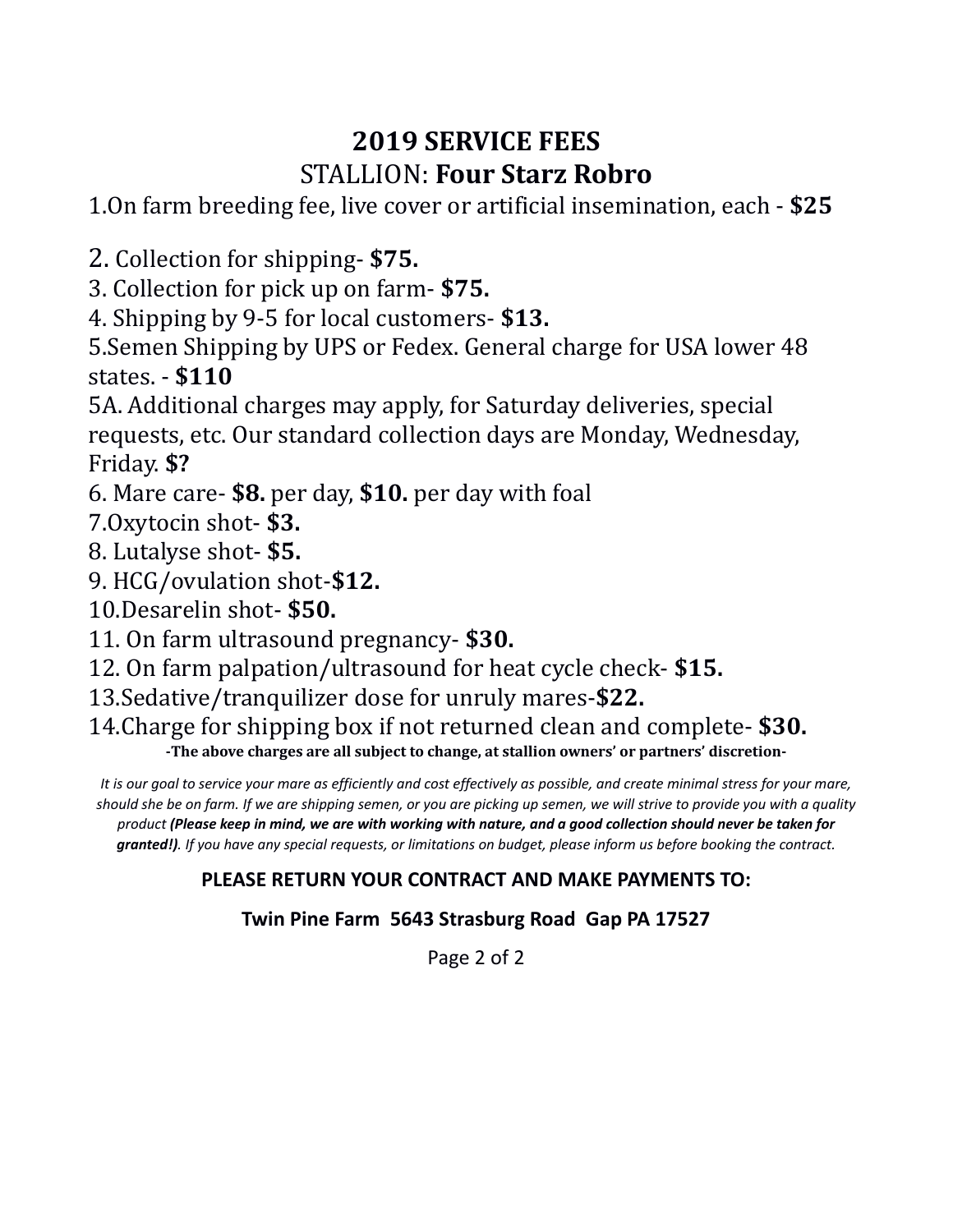## 2019 SERVICE FEES

STALLION: **Four Starz Robro**

1.On farm breeding fee, live cover or artificial insemination, each - **$25**

2. Collection for shipping- **$75.**
3. Collection for pick up on farm- **$75.**
4. Shipping by 9-5 for local customers- **$13.**
5.Semen Shipping by UPS or Fedex. General charge for USA lower 48 states. - **$110**
5A. Additional charges may apply, for Saturday deliveries, special requests, etc. Our standard collection days are Monday, Wednesday, Friday. **$?**
6. Mare care- **$8.** per day, **$10.** per day with foal
7.Oxytocin shot- **$3.**
8. Lutalyse shot- **$5.**
9. HCG/ovulation shot-**$12.**
10.Desarelin shot- **$50.**
11. On farm ultrasound pregnancy- **$30.**
12. On farm palpation/ultrasound for heat cycle check- **$15.**
13.Sedative/tranquilizer dose for unruly mares-**$22.**
14.Charge for shipping box if not returned clean and complete- **$30.**

**-The above charges are all subject to change, at stallion owners' or partners' discretion-**

*It is our goal to service your mare as efficiently and cost effectively as possible, and create minimal stress for your mare, should she be on farm. If we are shipping semen, or you are picking up semen, we will strive to provide you with a quality product **(Please keep in mind, we are with working with nature, and a good collection should never be taken for granted!)**. If you have any special requests, or limitations on budget, please inform us before booking the contract.*

**PLEASE RETURN YOUR CONTRACT AND MAKE PAYMENTS TO:**

**Twin Pine Farm 5643 Strasburg Road Gap PA 17527**